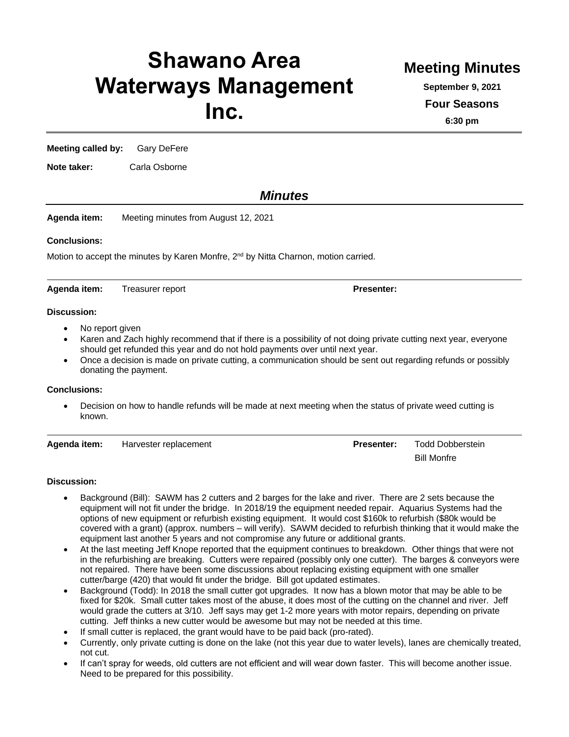# Shawano Area Waterways Management Inc.

## Meeting Minutes

**September 9, 2021**

**Four Seasons**

**6:30 pm**

---

**Meeting called by:** Gary DeFere

**Note taker:** Carla Osborne

## *Minutes*

**Agenda item:** Meeting minutes from August 12, 2021

**Conclusions:**

Motion to accept the minutes by Karen Monfre, 2nd by Nitta Charnon, motion carried.

---

**Agenda item:** Treasurer report **Presenter:**

**Discussion:**

- No report given
- Karen and Zach highly recommend that if there is a possibility of not doing private cutting next year, everyone should get refunded this year and do not hold payments over until next year.
- Once a decision is made on private cutting, a communication should be sent out regarding refunds or possibly donating the payment.

**Conclusions:**

- Decision on how to handle refunds will be made at next meeting when the status of private weed cutting is known.

---

**Agenda item:** Harvester replacement **Presenter:** Todd Dobberstein, Bill Monfre

**Discussion:**

- Background (Bill): SAWM has 2 cutters and 2 barges for the lake and river. There are 2 sets because the equipment will not fit under the bridge. In 2018/19 the equipment needed repair. Aquarius Systems had the options of new equipment or refurbish existing equipment. It would cost $160k to refurbish ($80k would be covered with a grant) (approx. numbers – will verify). SAWM decided to refurbish thinking that it would make the equipment last another 5 years and not compromise any future or additional grants.
- At the last meeting Jeff Knope reported that the equipment continues to breakdown. Other things that were not in the refurbishing are breaking. Cutters were repaired (possibly only one cutter). The barges & conveyors were not repaired. There have been some discussions about replacing existing equipment with one smaller cutter/barge (420) that would fit under the bridge. Bill got updated estimates.
- Background (Todd): In 2018 the small cutter got upgrades. It now has a blown motor that may be able to be fixed for $20k. Small cutter takes most of the abuse, it does most of the cutting on the channel and river. Jeff would grade the cutters at 3/10. Jeff says may get 1-2 more years with motor repairs, depending on private cutting. Jeff thinks a new cutter would be awesome but may not be needed at this time.
- If small cutter is replaced, the grant would have to be paid back (pro-rated).
- Currently, only private cutting is done on the lake (not this year due to water levels), lanes are chemically treated, not cut.
- If can't spray for weeds, old cutters are not efficient and will wear down faster. This will become another issue. Need to be prepared for this possibility.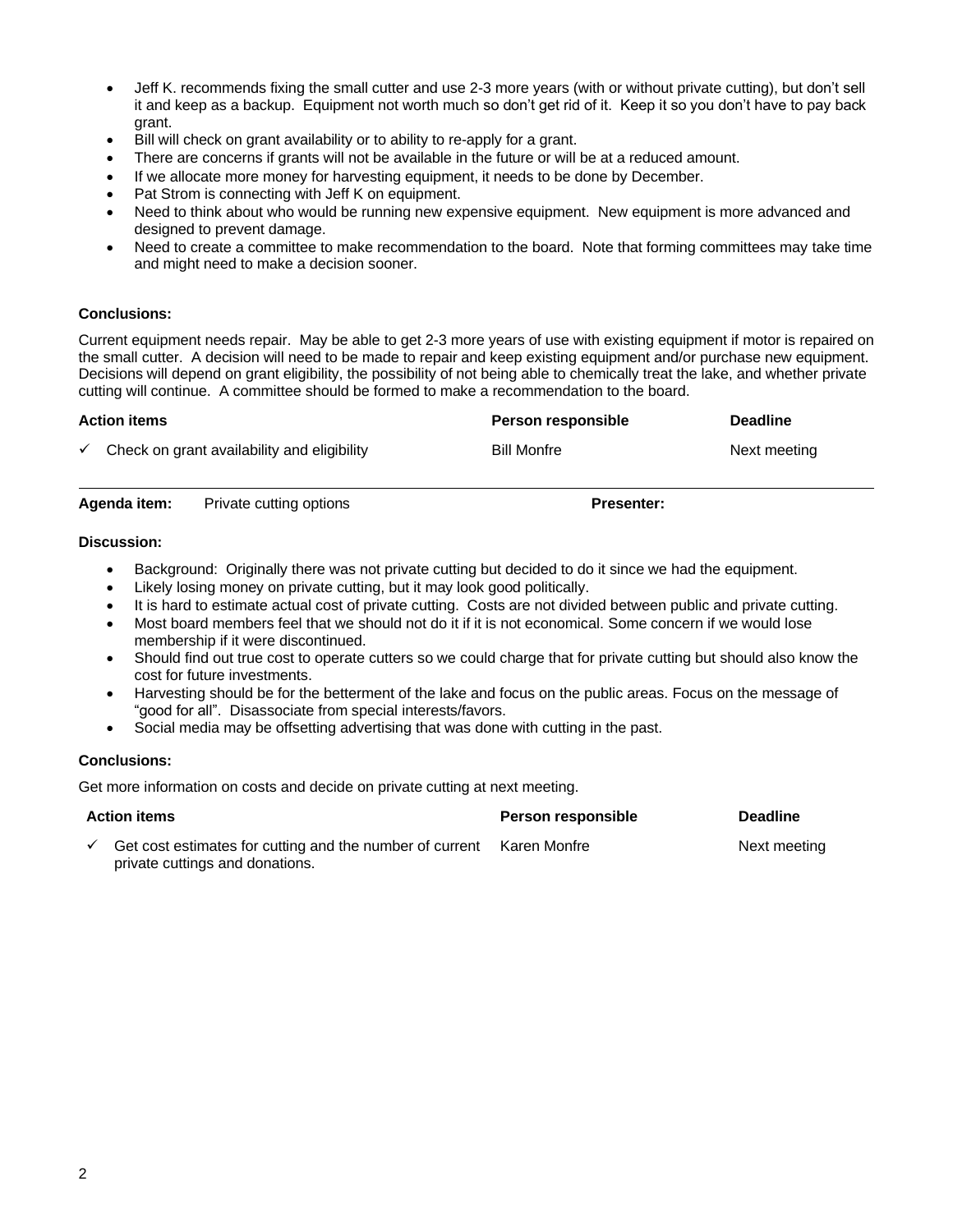- Jeff K. recommends fixing the small cutter and use 2-3 more years (with or without private cutting), but don't sell it and keep as a backup. Equipment not worth much so don't get rid of it. Keep it so you don't have to pay back grant.
- Bill will check on grant availability or to ability to re-apply for a grant.
- There are concerns if grants will not be available in the future or will be at a reduced amount.
- If we allocate more money for harvesting equipment, it needs to be done by December.
- Pat Strom is connecting with Jeff K on equipment.
- Need to think about who would be running new expensive equipment. New equipment is more advanced and designed to prevent damage.
- Need to create a committee to make recommendation to the board. Note that forming committees may take time and might need to make a decision sooner.

**Conclusions:**

Current equipment needs repair. May be able to get 2-3 more years of use with existing equipment if motor is repaired on the small cutter. A decision will need to be made to repair and keep existing equipment and/or purchase new equipment. Decisions will depend on grant eligibility, the possibility of not being able to chemically treat the lake, and whether private cutting will continue. A committee should be formed to make a recommendation to the board.

| Action items | Person responsible | Deadline |
|---|---|---|
| ✓ Check on grant availability and eligibility | Bill Monfre | Next meeting |

---

**Agenda item:** Private cutting options **Presenter:**

**Discussion:**

- Background: Originally there was not private cutting but decided to do it since we had the equipment.
- Likely losing money on private cutting, but it may look good politically.
- It is hard to estimate actual cost of private cutting. Costs are not divided between public and private cutting.
- Most board members feel that we should not do it if it is not economical. Some concern if we would lose membership if it were discontinued.
- Should find out true cost to operate cutters so we could charge that for private cutting but should also know the cost for future investments.
- Harvesting should be for the betterment of the lake and focus on the public areas. Focus on the message of "good for all". Disassociate from special interests/favors.
- Social media may be offsetting advertising that was done with cutting in the past.

**Conclusions:**

Get more information on costs and decide on private cutting at next meeting.

| Action items | Person responsible | Deadline |
|---|---|---|
| ✓ Get cost estimates for cutting and the number of current private cuttings and donations. | Karen Monfre | Next meeting |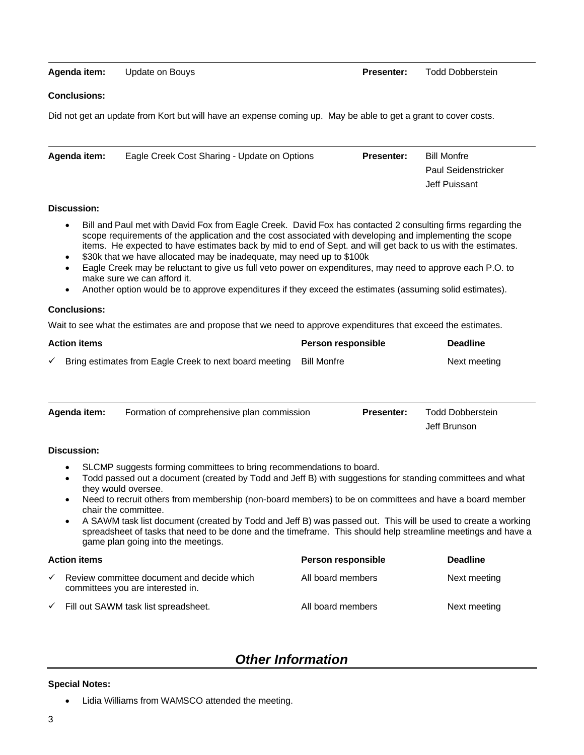| **Agenda item:** | Update on Bouys | **Presenter:** | Todd Dobberstein |
|---|---|---|---|

**Conclusions:**

Did not get an update from Kort but will have an expense coming up. May be able to get a grant to cover costs.

| **Agenda item:** | Eagle Creek Cost Sharing - Update on Options | **Presenter:** | Bill Monfre<br>Paul Seidenstricker<br>Jeff Puissant |
|---|---|---|---|

**Discussion:**

- Bill and Paul met with David Fox from Eagle Creek. David Fox has contacted 2 consulting firms regarding the scope requirements of the application and the cost associated with developing and implementing the scope items. He expected to have estimates back by mid to end of Sept. and will get back to us with the estimates.
- $30k that we have allocated may be inadequate, may need up to $100k
- Eagle Creek may be reluctant to give us full veto power on expenditures, may need to approve each P.O. to make sure we can afford it.
- Another option would be to approve expenditures if they exceed the estimates (assuming solid estimates).

**Conclusions:**

Wait to see what the estimates are and propose that we need to approve expenditures that exceed the estimates.

| **Action items** | **Person responsible** | **Deadline** |
|---|---|---|
| ✓ Bring estimates from Eagle Creek to next board meeting | Bill Monfre | Next meeting |

| **Agenda item:** | Formation of comprehensive plan commission | **Presenter:** | Todd Dobberstein<br>Jeff Brunson |
|---|---|---|---|

**Discussion:**

- SLCMP suggests forming committees to bring recommendations to board.
- Todd passed out a document (created by Todd and Jeff B) with suggestions for standing committees and what they would oversee.
- Need to recruit others from membership (non-board members) to be on committees and have a board member chair the committee.
- A SAWM task list document (created by Todd and Jeff B) was passed out. This will be used to create a working spreadsheet of tasks that need to be done and the timeframe. This should help streamline meetings and have a game plan going into the meetings.

| **Action items** | **Person responsible** | **Deadline** |
|---|---|---|
| ✓ Review committee document and decide which committees you are interested in. | All board members | Next meeting |
| ✓ Fill out SAWM task list spreadsheet. | All board members | Next meeting |

## *Other Information*

**Special Notes:**

- Lidia Williams from WAMSCO attended the meeting.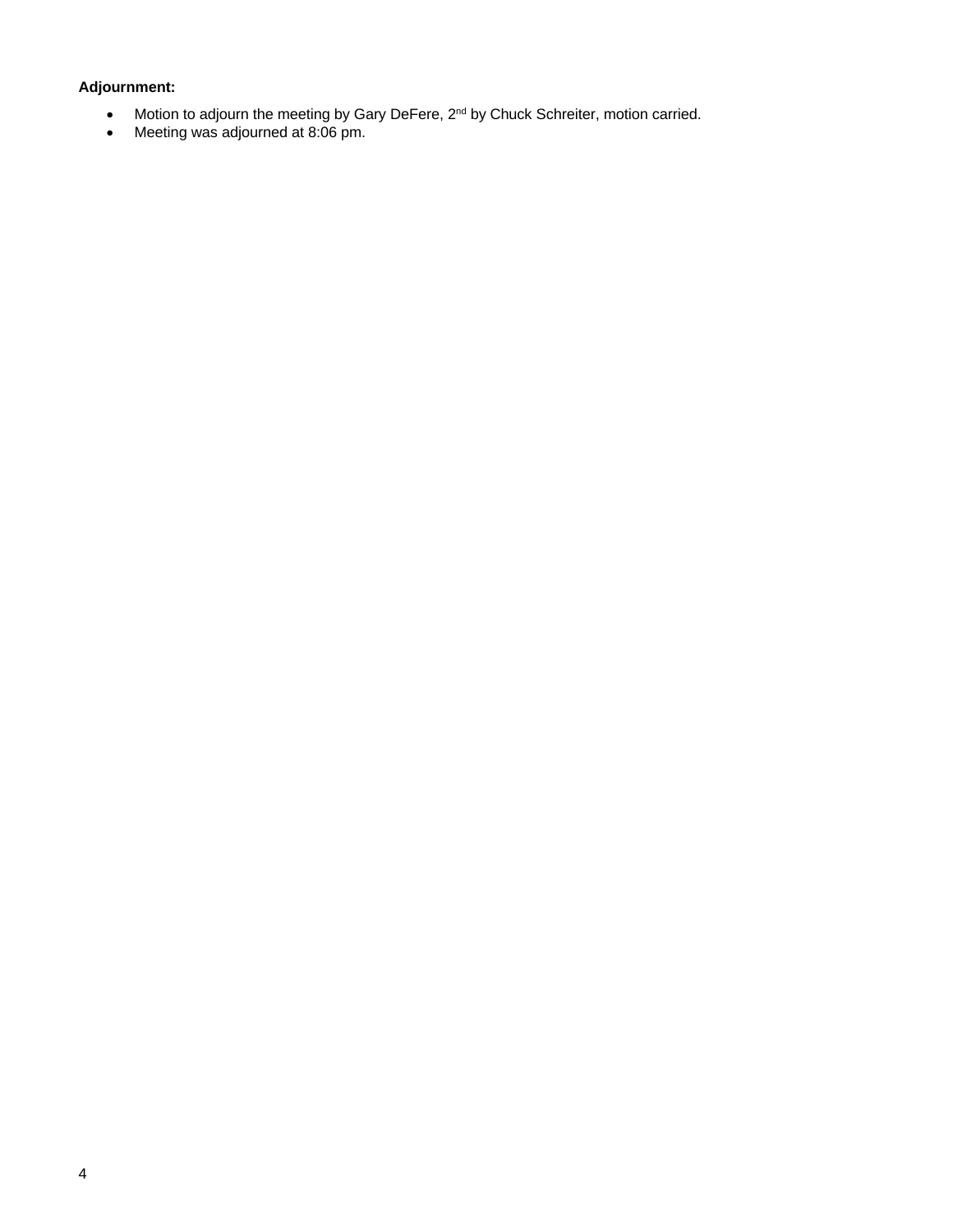**Adjournment:**

- Motion to adjourn the meeting by Gary DeFere, 2nd by Chuck Schreiter, motion carried.
- Meeting was adjourned at 8:06 pm.